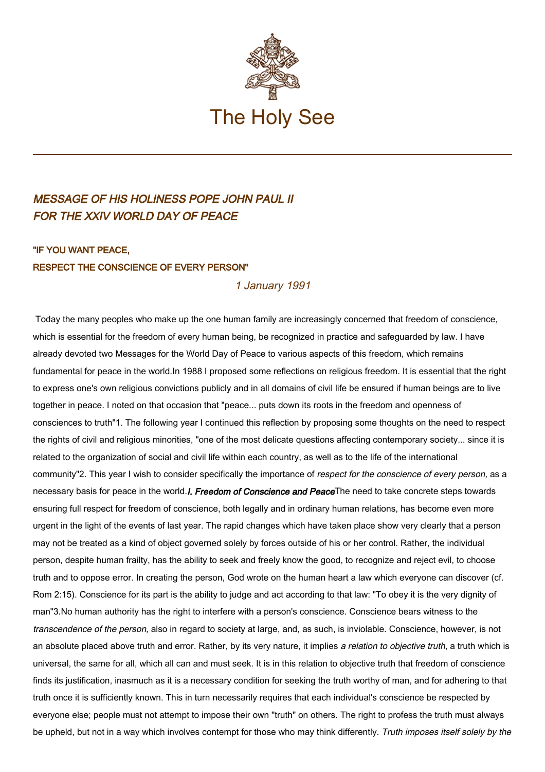# The Holy See

## *MESSAGE OF HIS HOLINESS POPE JOHN PAUL II FOR THE XXIV WORLD DAY OF PEACE*

### "IF YOU WANT PEACE, RESPECT THE CONSCIENCE OF EVERY PERSON"

*1 January 1991*

Today the many peoples who make up the one human family are increasingly concerned that freedom of conscience, which is essential for the freedom of every human being, be recognized in practice and safeguarded by law. I have already devoted two Messages for the World Day of Peace to various aspects of this freedom, which remains fundamental for peace in the world.

In 1988 I proposed some reflections on religious freedom. It is essential that the right to express one's own religious convictions publicly and in all domains of civil life be ensured if human beings are to live together in peace. I noted on that occasion that "peace... puts down its roots in the freedom and openness of consciences to truth"1. The following year I continued this reflection by proposing some thoughts on the need to respect the rights of civil and religious minorities, "one of the most delicate questions affecting contemporary society... since it is related to the organization of social and civil life within each country, as well as to the life of the international community"2. This year I wish to consider specifically the importance of *respect for the conscience of every person,* as a necessary basis for peace in the world.

#### *I. Freedom of Conscience and Peace*

The need to take concrete steps towards ensuring full respect for freedom of conscience, both legally and in ordinary human relations, has become even more urgent in the light of the events of last year. The rapid changes which have taken place show very clearly that a person may not be treated as a kind of object governed solely by forces outside of his or her control. Rather, the individual person, despite human frailty, has the ability to seek and freely know the good, to recognize and reject evil, to choose truth and to oppose error. In creating the person, God wrote on the human heart a law which everyone can discover (cf. Rom 2:15). Conscience for its part is the ability to judge and act according to that law: "To obey it is the very dignity of man"3.

No human authority has the right to interfere with a person's conscience. Conscience bears witness to the *transcendence of the person,* also in regard to society at large, and, as such, is inviolable. Conscience, however, is not an absolute placed above truth and error. Rather, by its very nature, it implies *a relation to objective truth,* a truth which is universal, the same for all, which all can and must seek. It is in this relation to objective truth that freedom of conscience finds its justification, inasmuch as it is a necessary condition for seeking the truth worthy of man, and for adhering to that truth once it is sufficiently known. This in turn necessarily requires that each individual's conscience be respected by everyone else; people must not attempt to impose their own "truth" on others. The right to profess the truth must always be upheld, but not in a way which involves contempt for those who may think differently. *Truth imposes itself solely by the*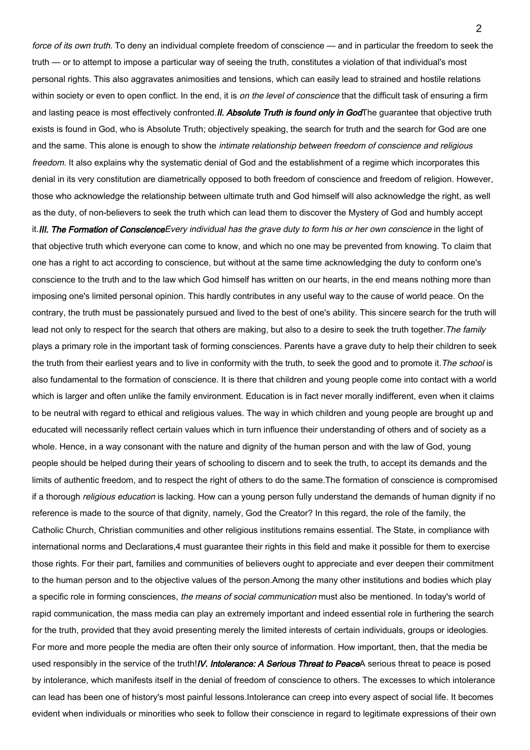*force of its own truth.* To deny an individual complete freedom of conscience — and in particular the freedom to seek the truth — or to attempt to impose a particular way of seeing the truth, constitutes a violation of that individual's most personal rights. This also aggravates animosities and tensions, which can easily lead to strained and hostile relations within society or even to open conflict. In the end, it is *on the level of conscience* that the difficult task of ensuring a firm and lasting peace is most effectively confronted.

## ***II. Absolute Truth is found only in God***

The guarantee that objective truth exists is found in God, who is Absolute Truth; objectively speaking, the search for truth and the search for God are one and the same. This alone is enough to show the *intimate relationship between freedom of conscience and religious freedom.* It also explains why the systematic denial of God and the establishment of a regime which incorporates this denial in its very constitution are diametrically opposed to both freedom of conscience and freedom of religion. However, those who acknowledge the relationship between ultimate truth and God himself will also acknowledge the right, as well as the duty, of non-believers to seek the truth which can lead them to discover the Mystery of God and humbly accept it.

## ***III. The Formation of Conscience***

*Every individual has the grave duty to form his or her own conscience* in the light of that objective truth which everyone can come to know, and which no one may be prevented from knowing. To claim that one has a right to act according to conscience, but without at the same time acknowledging the duty to conform one's conscience to the truth and to the law which God himself has written on our hearts, in the end means nothing more than imposing one's limited personal opinion. This hardly contributes in any useful way to the cause of world peace. On the contrary, the truth must be passionately pursued and lived to the best of one's ability. This sincere search for the truth will lead not only to respect for the search that others are making, but also to a desire to seek the truth together.

*The family* plays a primary role in the important task of forming consciences. Parents have a grave duty to help their children to seek the truth from their earliest years and to live in conformity with the truth, to seek the good and to promote it.

*The school* is also fundamental to the formation of conscience. It is there that children and young people come into contact with a world which is larger and often unlike the family environment. Education is in fact never morally indifferent, even when it claims to be neutral with regard to ethical and religious values. The way in which children and young people are brought up and educated will necessarily reflect certain values which in turn influence their understanding of others and of society as a whole. Hence, in a way consonant with the nature and dignity of the human person and with the law of God, young people should be helped during their years of schooling to discern and to seek the truth, to accept its demands and the limits of authentic freedom, and to respect the right of others to do the same.

The formation of conscience is compromised if a thorough *religious education* is lacking. How can a young person fully understand the demands of human dignity if no reference is made to the source of that dignity, namely, God the Creator? In this regard, the role of the family, the Catholic Church, Christian communities and other religious institutions remains essential. The State, in compliance with international norms and Declarations,4 must guarantee their rights in this field and make it possible for them to exercise those rights. For their part, families and communities of believers ought to appreciate and ever deepen their commitment to the human person and to the objective values of the person.

Among the many other institutions and bodies which play a specific role in forming consciences, *the means of social communication* must also be mentioned. In today's world of rapid communication, the mass media can play an extremely important and indeed essential role in furthering the search for the truth, provided that they avoid presenting merely the limited interests of certain individuals, groups or ideologies. For more and more people the media are often their only source of information. How important, then, that the media be used responsibly in the service of the truth!

## ***IV. Intolerance: A Serious Threat to Peace***

A serious threat to peace is posed by intolerance, which manifests itself in the denial of freedom of conscience to others. The excesses to which intolerance can lead has been one of history's most painful lessons.

Intolerance can creep into every aspect of social life. It becomes evident when individuals or minorities who seek to follow their conscience in regard to legitimate expressions of their own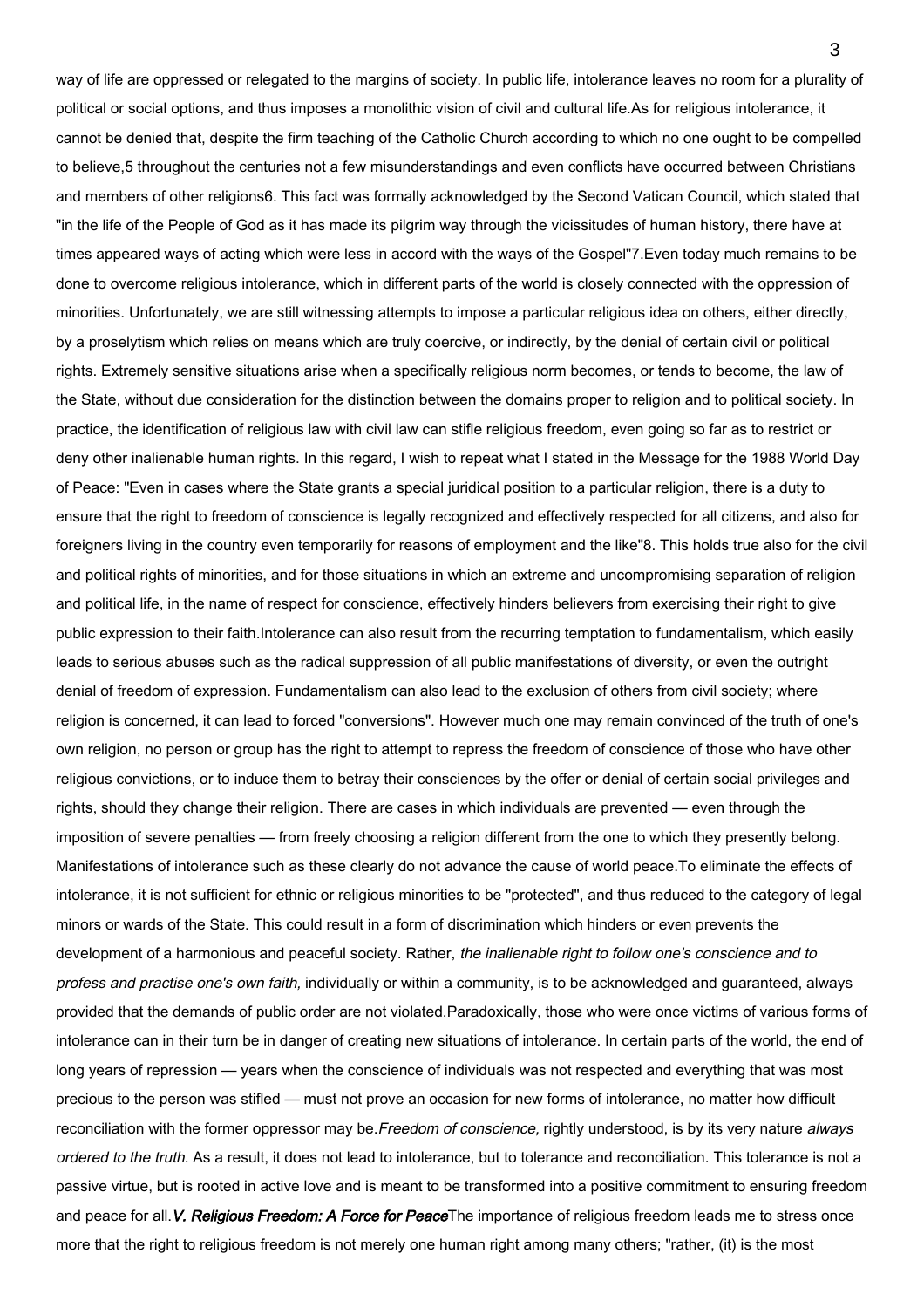way of life are oppressed or relegated to the margins of society. In public life, intolerance leaves no room for a plurality of political or social options, and thus imposes a monolithic vision of civil and cultural life.

As for religious intolerance, it cannot be denied that, despite the firm teaching of the Catholic Church according to which no one ought to be compelled to believe,[5] throughout the centuries not a few misunderstandings and even conflicts have occurred between Christians and members of other religions[6]. This fact was formally acknowledged by the Second Vatican Council, which stated that "in the life of the People of God as it has made its pilgrim way through the vicissitudes of human history, there have at times appeared ways of acting which were less in accord with the ways of the Gospel"[7].

Even today much remains to be done to overcome religious intolerance, which in different parts of the world is closely connected with the oppression of minorities. Unfortunately, we are still witnessing attempts to impose a particular religious idea on others, either directly, by a proselytism which relies on means which are truly coercive, or indirectly, by the denial of certain civil or political rights. Extremely sensitive situations arise when a specifically religious norm becomes, or tends to become, the law of the State, without due consideration for the distinction between the domains proper to religion and to political society. In practice, the identification of religious law with civil law can stifle religious freedom, even going so far as to restrict or deny other inalienable human rights. In this regard, I wish to repeat what I stated in the Message for the 1988 World Day of Peace: "Even in cases where the State grants a special juridical position to a particular religion, there is a duty to ensure that the right to freedom of conscience is legally recognized and effectively respected for all citizens, and also for foreigners living in the country even temporarily for reasons of employment and the like"[8]. This holds true also for the civil and political rights of minorities, and for those situations in which an extreme and uncompromising separation of religion and political life, in the name of respect for conscience, effectively hinders believers from exercising their right to give public expression to their faith.

Intolerance can also result from the recurring temptation to fundamentalism, which easily leads to serious abuses such as the radical suppression of all public manifestations of diversity, or even the outright denial of freedom of expression. Fundamentalism can also lead to the exclusion of others from civil society; where religion is concerned, it can lead to forced "conversions". However much one may remain convinced of the truth of one's own religion, no person or group has the right to attempt to repress the freedom of conscience of those who have other religious convictions, or to induce them to betray their consciences by the offer or denial of certain social privileges and rights, should they change their religion. There are cases in which individuals are prevented — even through the imposition of severe penalties — from freely choosing a religion different from the one to which they presently belong. Manifestations of intolerance such as these clearly do not advance the cause of world peace.

To eliminate the effects of intolerance, it is not sufficient for ethnic or religious minorities to be "protected", and thus reduced to the category of legal minors or wards of the State. This could result in a form of discrimination which hinders or even prevents the development of a harmonious and peaceful society. Rather, *the inalienable right to follow one's conscience and to profess and practise one's own faith,* individually or within a community, is to be acknowledged and guaranteed, always provided that the demands of public order are not violated.

Paradoxically, those who were once victims of various forms of intolerance can in their turn be in danger of creating new situations of intolerance. In certain parts of the world, the end of long years of repression — years when the conscience of individuals was not respected and everything that was most precious to the person was stifled — must not prove an occasion for new forms of intolerance, no matter how difficult reconciliation with the former oppressor may be.

*Freedom of conscience,* rightly understood, is by its very nature *always ordered to the truth.* As a result, it does not lead to intolerance, but to tolerance and reconciliation. This tolerance is not a passive virtue, but is rooted in active love and is meant to be transformed into a positive commitment to ensuring freedom and peace for all.

## *V. Religious Freedom: A Force for Peace*

The importance of religious freedom leads me to stress once more that the right to religious freedom is not merely one human right among many others; "rather, (it) is the most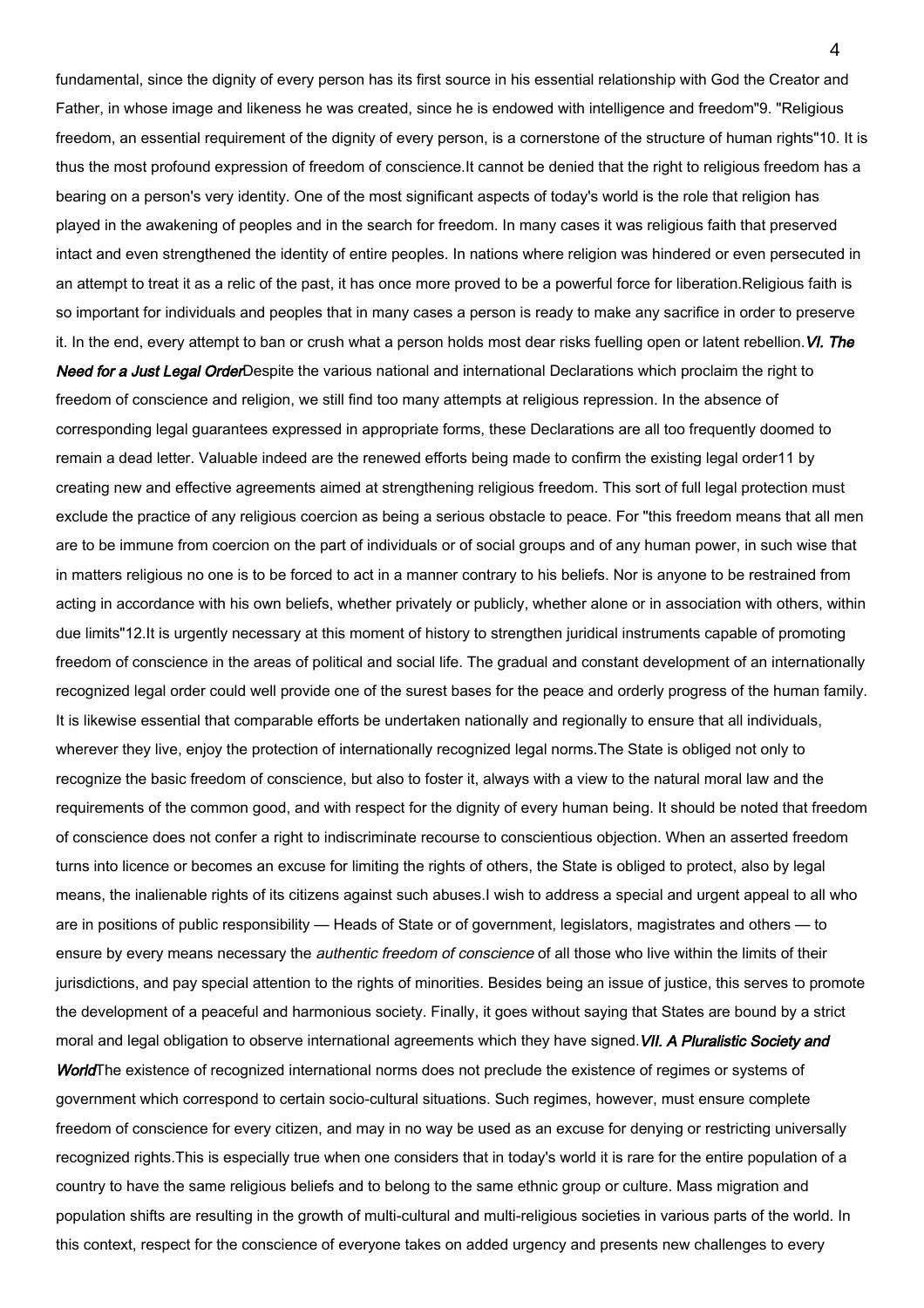fundamental, since the dignity of every person has its first source in his essential relationship with God the Creator and Father, in whose image and likeness he was created, since he is endowed with intelligence and freedom"[9]. "Religious freedom, an essential requirement of the dignity of every person, is a cornerstone of the structure of human rights"[10]. It is thus the most profound expression of freedom of conscience.

It cannot be denied that the right to religious freedom has a bearing on a person's very identity. One of the most significant aspects of today's world is the role that religion has played in the awakening of peoples and in the search for freedom. In many cases it was religious faith that preserved intact and even strengthened the identity of entire peoples. In nations where religion was hindered or even persecuted in an attempt to treat it as a relic of the past, it has once more proved to be a powerful force for liberation.

Religious faith is so important for individuals and peoples that in many cases a person is ready to make any sacrifice in order to preserve it. In the end, every attempt to ban or crush what a person holds most dear risks fuelling open or latent rebellion.

### *VI. The Need for a Just Legal Order*

Despite the various national and international Declarations which proclaim the right to freedom of conscience and religion, we still find too many attempts at religious repression. In the absence of corresponding legal guarantees expressed in appropriate forms, these Declarations are all too frequently doomed to remain a dead letter. Valuable indeed are the renewed efforts being made to confirm the existing legal order[11] by creating new and effective agreements aimed at strengthening religious freedom. This sort of full legal protection must exclude the practice of any religious coercion as being a serious obstacle to peace. For "this freedom means that all men are to be immune from coercion on the part of individuals or of social groups and of any human power, in such wise that in matters religious no one is to be forced to act in a manner contrary to his beliefs. Nor is anyone to be restrained from acting in accordance with his own beliefs, whether privately or publicly, whether alone or in association with others, within due limits"[12].

It is urgently necessary at this moment of history to strengthen juridical instruments capable of promoting freedom of conscience in the areas of political and social life. The gradual and constant development of an internationally recognized legal order could well provide one of the surest bases for the peace and orderly progress of the human family. It is likewise essential that comparable efforts be undertaken nationally and regionally to ensure that all individuals, wherever they live, enjoy the protection of internationally recognized legal norms.

The State is obliged not only to recognize the basic freedom of conscience, but also to foster it, always with a view to the natural moral law and the requirements of the common good, and with respect for the dignity of every human being. It should be noted that freedom of conscience does not confer a right to indiscriminate recourse to conscientious objection. When an asserted freedom turns into licence or becomes an excuse for limiting the rights of others, the State is obliged to protect, also by legal means, the inalienable rights of its citizens against such abuses.

I wish to address a special and urgent appeal to all who are in positions of public responsibility — Heads of State or of government, legislators, magistrates and others — to ensure by every means necessary the *authentic freedom of conscience* of all those who live within the limits of their jurisdictions, and pay special attention to the rights of minorities. Besides being an issue of justice, this serves to promote the development of a peaceful and harmonious society. Finally, it goes without saying that States are bound by a strict moral and legal obligation to observe international agreements which they have signed.

### *VII. A Pluralistic Society and World*

The existence of recognized international norms does not preclude the existence of regimes or systems of government which correspond to certain socio-cultural situations. Such regimes, however, must ensure complete freedom of conscience for every citizen, and may in no way be used as an excuse for denying or restricting universally recognized rights.

This is especially true when one considers that in today's world it is rare for the entire population of a country to have the same religious beliefs and to belong to the same ethnic group or culture. Mass migration and population shifts are resulting in the growth of multi-cultural and multi-religious societies in various parts of the world. In this context, respect for the conscience of everyone takes on added urgency and presents new challenges to every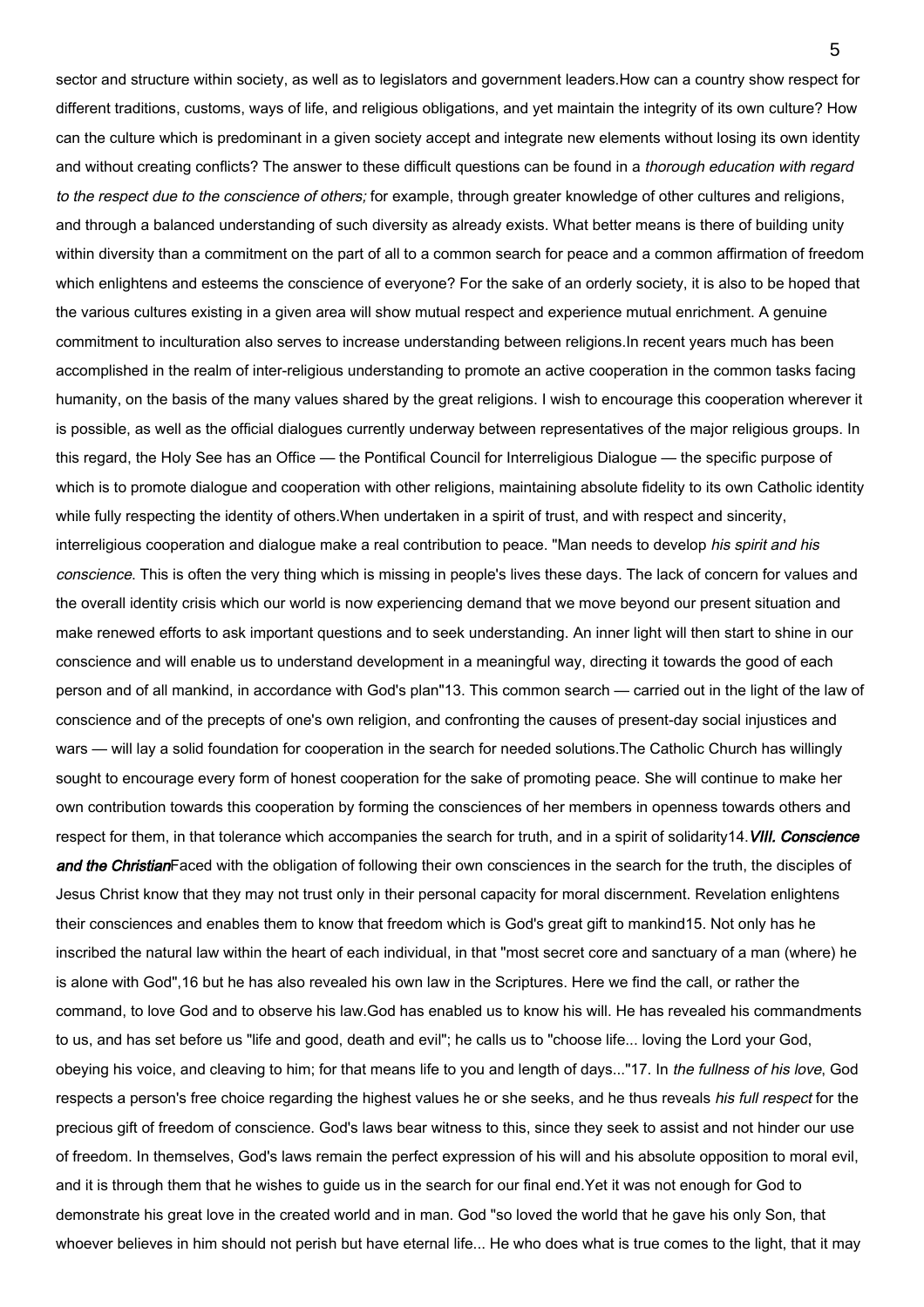sector and structure within society, as well as to legislators and government leaders.How can a country show respect for different traditions, customs, ways of life, and religious obligations, and yet maintain the integrity of its own culture? How can the culture which is predominant in a given society accept and integrate new elements without losing its own identity and without creating conflicts? The answer to these difficult questions can be found in a *thorough education with regard to the respect due to the conscience of others;* for example, through greater knowledge of other cultures and religions, and through a balanced understanding of such diversity as already exists. What better means is there of building unity within diversity than a commitment on the part of all to a common search for peace and a common affirmation of freedom which enlightens and esteems the conscience of everyone? For the sake of an orderly society, it is also to be hoped that the various cultures existing in a given area will show mutual respect and experience mutual enrichment. A genuine commitment to inculturation also serves to increase understanding between religions.In recent years much has been accomplished in the realm of inter-religious understanding to promote an active cooperation in the common tasks facing humanity, on the basis of the many values shared by the great religions. I wish to encourage this cooperation wherever it is possible, as well as the official dialogues currently underway between representatives of the major religious groups. In this regard, the Holy See has an Office — the Pontifical Council for Interreligious Dialogue — the specific purpose of which is to promote dialogue and cooperation with other religions, maintaining absolute fidelity to its own Catholic identity while fully respecting the identity of others.When undertaken in a spirit of trust, and with respect and sincerity, interreligious cooperation and dialogue make a real contribution to peace. "Man needs to develop *his spirit and his conscience.* This is often the very thing which is missing in people's lives these days. The lack of concern for values and the overall identity crisis which our world is now experiencing demand that we move beyond our present situation and make renewed efforts to ask important questions and to seek understanding. An inner light will then start to shine in our conscience and will enable us to understand development in a meaningful way, directing it towards the good of each person and of all mankind, in accordance with God's plan"13. This common search — carried out in the light of the law of conscience and of the precepts of one's own religion, and confronting the causes of present-day social injustices and wars — will lay a solid foundation for cooperation in the search for needed solutions.The Catholic Church has willingly sought to encourage every form of honest cooperation for the sake of promoting peace. She will continue to make her own contribution towards this cooperation by forming the consciences of her members in openness towards others and respect for them, in that tolerance which accompanies the search for truth, and in a spirit of solidarity14.

***VIII. Conscience and the Christian***

Faced with the obligation of following their own consciences in the search for the truth, the disciples of Jesus Christ know that they may not trust only in their personal capacity for moral discernment. Revelation enlightens their consciences and enables them to know that freedom which is God's great gift to mankind15. Not only has he inscribed the natural law within the heart of each individual, in that "most secret core and sanctuary of a man (where) he is alone with God",16 but he has also revealed his own law in the Scriptures. Here we find the call, or rather the command, to love God and to observe his law.God has enabled us to know his will. He has revealed his commandments to us, and has set before us "life and good, death and evil"; he calls us to "choose life... loving the Lord your God, obeying his voice, and cleaving to him; for that means life to you and length of days..."17. In *the fullness of his love*, God respects a person's free choice regarding the highest values he or she seeks, and he thus reveals *his full respect* for the precious gift of freedom of conscience. God's laws bear witness to this, since they seek to assist and not hinder our use of freedom. In themselves, God's laws remain the perfect expression of his will and his absolute opposition to moral evil, and it is through them that he wishes to guide us in the search for our final end.Yet it was not enough for God to demonstrate his great love in the created world and in man. God "so loved the world that he gave his only Son, that whoever believes in him should not perish but have eternal life... He who does what is true comes to the light, that it may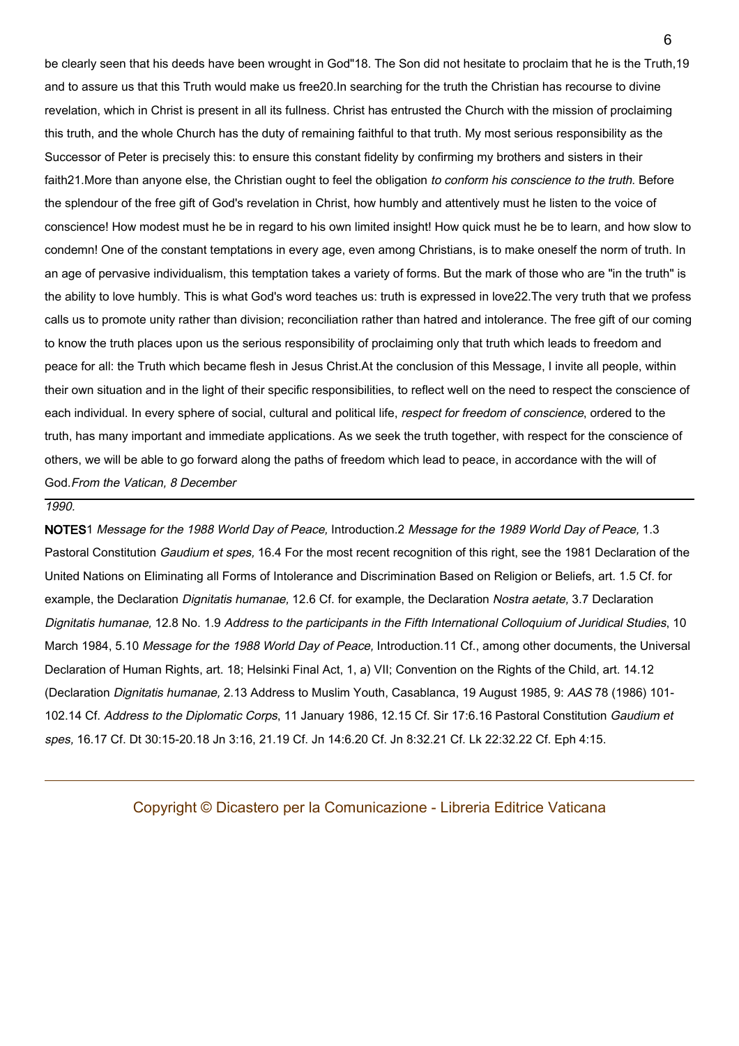be clearly seen that his deeds have been wrought in God"[18]. The Son did not hesitate to proclaim that he is the Truth,[19] and to assure us that this Truth would make us free[20].

In searching for the truth the Christian has recourse to divine revelation, which in Christ is present in all its fullness. Christ has entrusted the Church with the mission of proclaiming this truth, and the whole Church has the duty of remaining faithful to that truth. My most serious responsibility as the Successor of Peter is precisely this: to ensure this constant fidelity by confirming my brothers and sisters in their faith[21].

More than anyone else, the Christian ought to feel the obligation *to conform his conscience to the truth*. Before the splendour of the free gift of God's revelation in Christ, how humbly and attentively must he listen to the voice of conscience! How modest must he be in regard to his own limited insight! How quick must he be to learn, and how slow to condemn! One of the constant temptations in every age, even among Christians, is to make oneself the norm of truth. In an age of pervasive individualism, this temptation takes a variety of forms. But the mark of those who are "in the truth" is the ability to love humbly. This is what God's word teaches us: truth is expressed in love[22].

The very truth that we profess calls us to promote unity rather than division; reconciliation rather than hatred and intolerance. The free gift of our coming to know the truth places upon us the serious responsibility of proclaiming only that truth which leads to freedom and peace for all: the Truth which became flesh in Jesus Christ.

At the conclusion of this Message, I invite all people, within their own situation and in the light of their specific responsibilities, to reflect well on the need to respect the conscience of each individual. In every sphere of social, cultural and political life, *respect for freedom of conscience*, ordered to the truth, has many important and immediate applications. As we seek the truth together, with respect for the conscience of others, we will be able to go forward along the paths of freedom which lead to peace, in accordance with the will of God.

*From the Vatican, 8 December 1990.*

---

**NOTES**

1 *Message for the 1988 World Day of Peace,* Introduction.

2 *Message for the 1989 World Day of Peace,* 1.

3 Pastoral Constitution *Gaudium et spes,* 16.

4 For the most recent recognition of this right, see the 1981 Declaration of the United Nations on Eliminating all Forms of Intolerance and Discrimination Based on Religion or Beliefs, art. 1.

5 Cf. for example, the Declaration *Dignitatis humanae,* 12.

6 Cf. for example, the Declaration *Nostra aetate,* 3.

7 Declaration *Dignitatis humanae,* 12.

8 No. 1.

9 *Address to the participants in the Fifth International Colloquium of Juridical Studies*, 10 March 1984, 5.

10 *Message for the 1988 World Day of Peace,* Introduction.

11 Cf., among other documents, the Universal Declaration of Human Rights, art. 18; Helsinki Final Act, 1, a) VII; Convention on the Rights of the Child, art. 14.

12 (Declaration *Dignitatis humanae,* 2.

13 Address to Muslim Youth, Casablanca, 19 August 1985, 9: *AAS* 78 (1986) 101-102.

14 Cf. *Address to the Diplomatic Corps*, 11 January 1986, 12.

15 Cf. Sir 17:6.

16 Pastoral Constitution *Gaudium et spes,* 16.

17 Cf. Dt 30:15-20.

18 Jn 3:16, 21.

19 Cf. Jn 14:6.

20 Cf. Jn 8:32.

21 Cf. Lk 22:32.

22 Cf. Eph 4:15.

---

Copyright © Dicastero per la Comunicazione - Libreria Editrice Vaticana